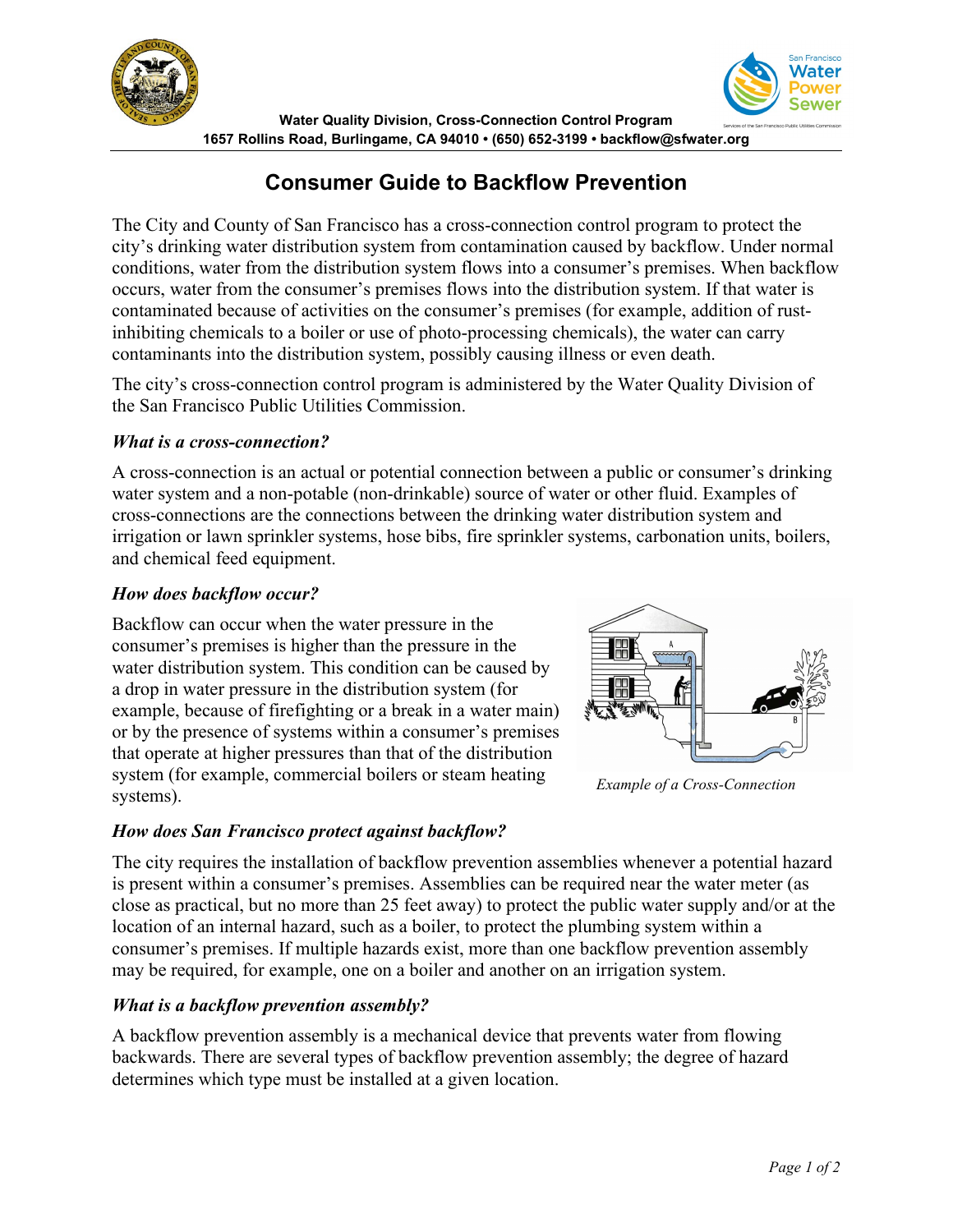Water Quality Division, Cross-Connection Control Program
1657 Rollins Road, Burlingame, CA 94010 • (650) 652-3199 • backflow@sfwater.org

# Consumer Guide to Backflow Prevention

The City and County of San Francisco has a cross-connection control program to protect the city's drinking water distribution system from contamination caused by backflow. Under normal conditions, water from the distribution system flows into a consumer's premises. When backflow occurs, water from the consumer's premises flows into the distribution system. If that water is contaminated because of activities on the consumer's premises (for example, addition of rust-inhibiting chemicals to a boiler or use of photo-processing chemicals), the water can carry contaminants into the distribution system, possibly causing illness or even death.

The city's cross-connection control program is administered by the Water Quality Division of the San Francisco Public Utilities Commission.

### *What is a cross-connection?*

A cross-connection is an actual or potential connection between a public or consumer's drinking water system and a non-potable (non-drinkable) source of water or other fluid. Examples of cross-connections are the connections between the drinking water distribution system and irrigation or lawn sprinkler systems, hose bibs, fire sprinkler systems, carbonation units, boilers, and chemical feed equipment.

### *How does backflow occur?*

Backflow can occur when the water pressure in the consumer's premises is higher than the pressure in the water distribution system. This condition can be caused by a drop in water pressure in the distribution system (for example, because of firefighting or a break in a water main) or by the presence of systems within a consumer's premises that operate at higher pressures than that of the distribution system (for example, commercial boilers or steam heating systems).

*Example of a Cross-Connection*

### *How does San Francisco protect against backflow?*

The city requires the installation of backflow prevention assemblies whenever a potential hazard is present within a consumer's premises. Assemblies can be required near the water meter (as close as practical, but no more than 25 feet away) to protect the public water supply and/or at the location of an internal hazard, such as a boiler, to protect the plumbing system within a consumer's premises. If multiple hazards exist, more than one backflow prevention assembly may be required, for example, one on a boiler and another on an irrigation system.

### *What is a backflow prevention assembly?*

A backflow prevention assembly is a mechanical device that prevents water from flowing backwards. There are several types of backflow prevention assembly; the degree of hazard determines which type must be installed at a given location.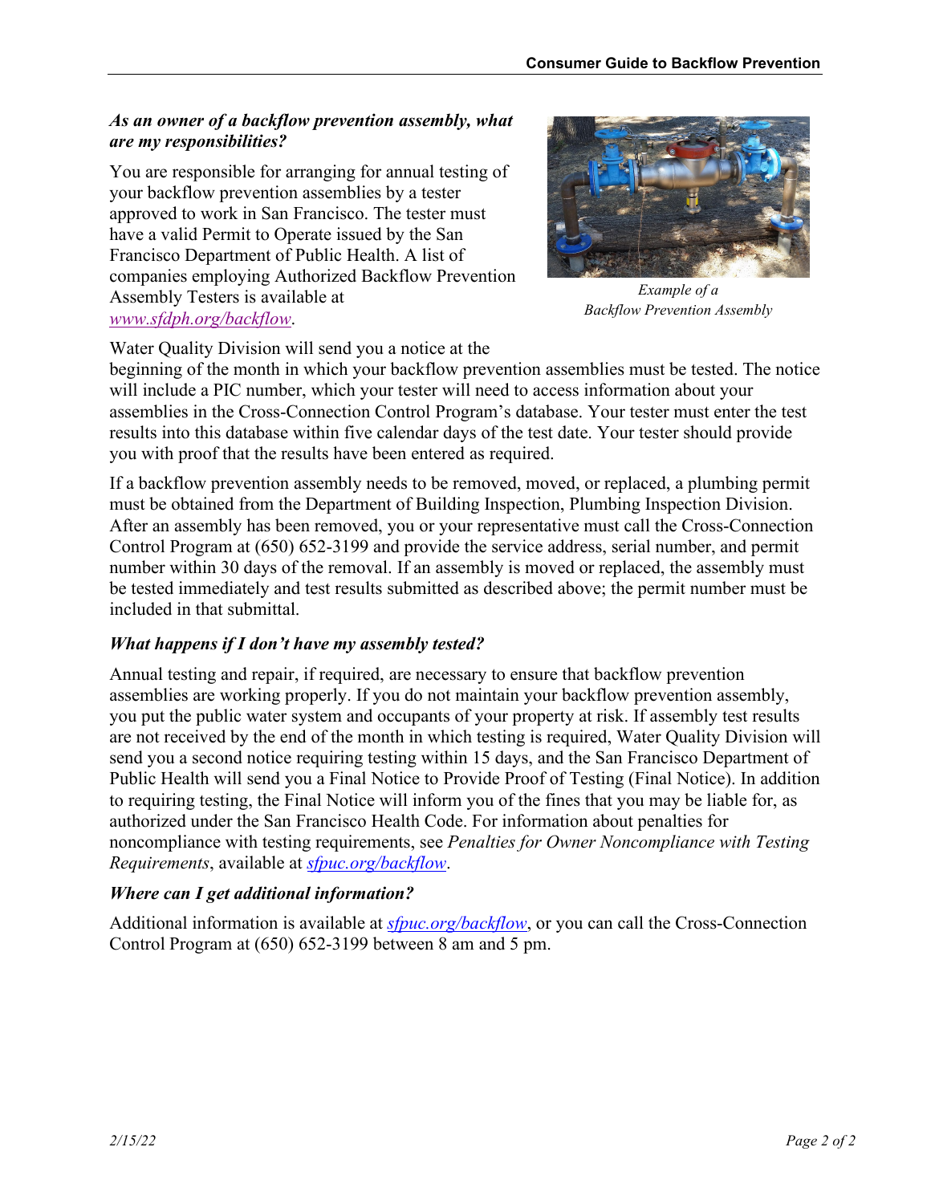### *As an owner of a backflow prevention assembly, what are my responsibilities?*

You are responsible for arranging for annual testing of your backflow prevention assemblies by a tester approved to work in San Francisco. The tester must have a valid Permit to Operate issued by the San Francisco Department of Public Health. A list of companies employing Authorized Backflow Prevention Assembly Testers is available at [www.sfdph.org/backflow](www.sfdph.org/backflow).

*Example of a Backflow Prevention Assembly*

Water Quality Division will send you a notice at the beginning of the month in which your backflow prevention assemblies must be tested. The notice will include a PIC number, which your tester will need to access information about your assemblies in the Cross-Connection Control Program's database. Your tester must enter the test results into this database within five calendar days of the test date. Your tester should provide you with proof that the results have been entered as required.

If a backflow prevention assembly needs to be removed, moved, or replaced, a plumbing permit must be obtained from the Department of Building Inspection, Plumbing Inspection Division. After an assembly has been removed, you or your representative must call the Cross-Connection Control Program at (650) 652-3199 and provide the service address, serial number, and permit number within 30 days of the removal. If an assembly is moved or replaced, the assembly must be tested immediately and test results submitted as described above; the permit number must be included in that submittal.

### *What happens if I don't have my assembly tested?*

Annual testing and repair, if required, are necessary to ensure that backflow prevention assemblies are working properly. If you do not maintain your backflow prevention assembly, you put the public water system and occupants of your property at risk. If assembly test results are not received by the end of the month in which testing is required, Water Quality Division will send you a second notice requiring testing within 15 days, and the San Francisco Department of Public Health will send you a Final Notice to Provide Proof of Testing (Final Notice). In addition to requiring testing, the Final Notice will inform you of the fines that you may be liable for, as authorized under the San Francisco Health Code. For information about penalties for noncompliance with testing requirements, see *Penalties for Owner Noncompliance with Testing Requirements*, available at [sfpuc.org/backflow](sfpuc.org/backflow).

### *Where can I get additional information?*

Additional information is available at [sfpuc.org/backflow](sfpuc.org/backflow), or you can call the Cross-Connection Control Program at (650) 652-3199 between 8 am and 5 pm.

2/15/22